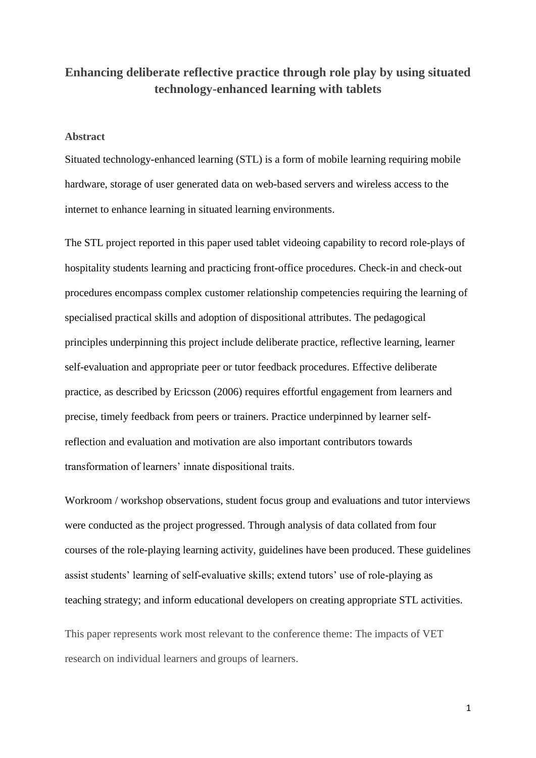# Enhancing deliberate reflective practice through role play by using situated technology-enhanced learning with tablets

## Abstract

Situated technology-enhanced learning (STL) is a form of mobile learning requiring mobile hardware, storage of user generated data on web-based servers and wireless access to the internet to enhance learning in situated learning environments.

The STL project reported in this paper used tablet videoing capability to record role-plays of hospitality students learning and practicing front-office procedures. Check-in and check-out procedures encompass complex customer relationship competencies requiring the learning of specialised practical skills and adoption of dispositional attributes. The pedagogical principles underpinning this project include deliberate practice, reflective learning, learner self-evaluation and appropriate peer or tutor feedback procedures. Effective deliberate practice, as described by Ericsson (2006) requires effortful engagement from learners and precise, timely feedback from peers or trainers. Practice underpinned by learner self-reflection and evaluation and motivation are also important contributors towards transformation of learners' innate dispositional traits.

Workroom / workshop observations, student focus group and evaluations and tutor interviews were conducted as the project progressed. Through analysis of data collated from four courses of the role-playing learning activity, guidelines have been produced. These guidelines assist students' learning of self-evaluative skills; extend tutors' use of role-playing as teaching strategy; and inform educational developers on creating appropriate STL activities.

This paper represents work most relevant to the conference theme: The impacts of VET research on individual learners and groups of learners.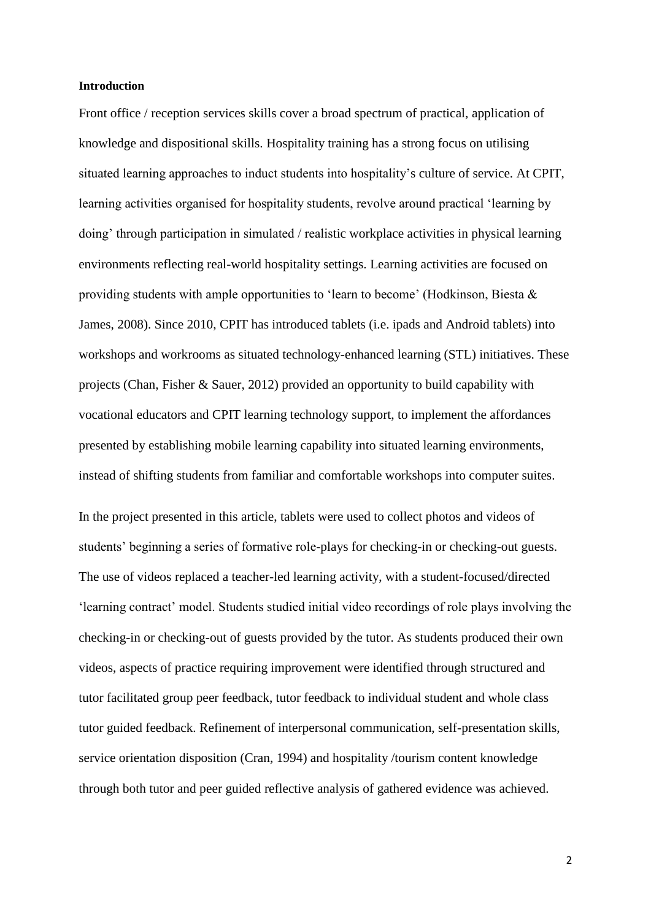**Introduction**

Front office / reception services skills cover a broad spectrum of practical, application of knowledge and dispositional skills. Hospitality training has a strong focus on utilising situated learning approaches to induct students into hospitality's culture of service. At CPIT, learning activities organised for hospitality students, revolve around practical 'learning by doing' through participation in simulated / realistic workplace activities in physical learning environments reflecting real-world hospitality settings. Learning activities are focused on providing students with ample opportunities to 'learn to become' (Hodkinson, Biesta & James, 2008). Since 2010, CPIT has introduced tablets (i.e. ipads and Android tablets) into workshops and workrooms as situated technology-enhanced learning (STL) initiatives. These projects (Chan, Fisher & Sauer, 2012) provided an opportunity to build capability with vocational educators and CPIT learning technology support, to implement the affordances presented by establishing mobile learning capability into situated learning environments, instead of shifting students from familiar and comfortable workshops into computer suites.

In the project presented in this article, tablets were used to collect photos and videos of students' beginning a series of formative role-plays for checking-in or checking-out guests. The use of videos replaced a teacher-led learning activity, with a student-focused/directed 'learning contract' model. Students studied initial video recordings of role plays involving the checking-in or checking-out of guests provided by the tutor. As students produced their own videos, aspects of practice requiring improvement were identified through structured and tutor facilitated group peer feedback, tutor feedback to individual student and whole class tutor guided feedback. Refinement of interpersonal communication, self-presentation skills, service orientation disposition (Cran, 1994) and hospitality /tourism content knowledge through both tutor and peer guided reflective analysis of gathered evidence was achieved.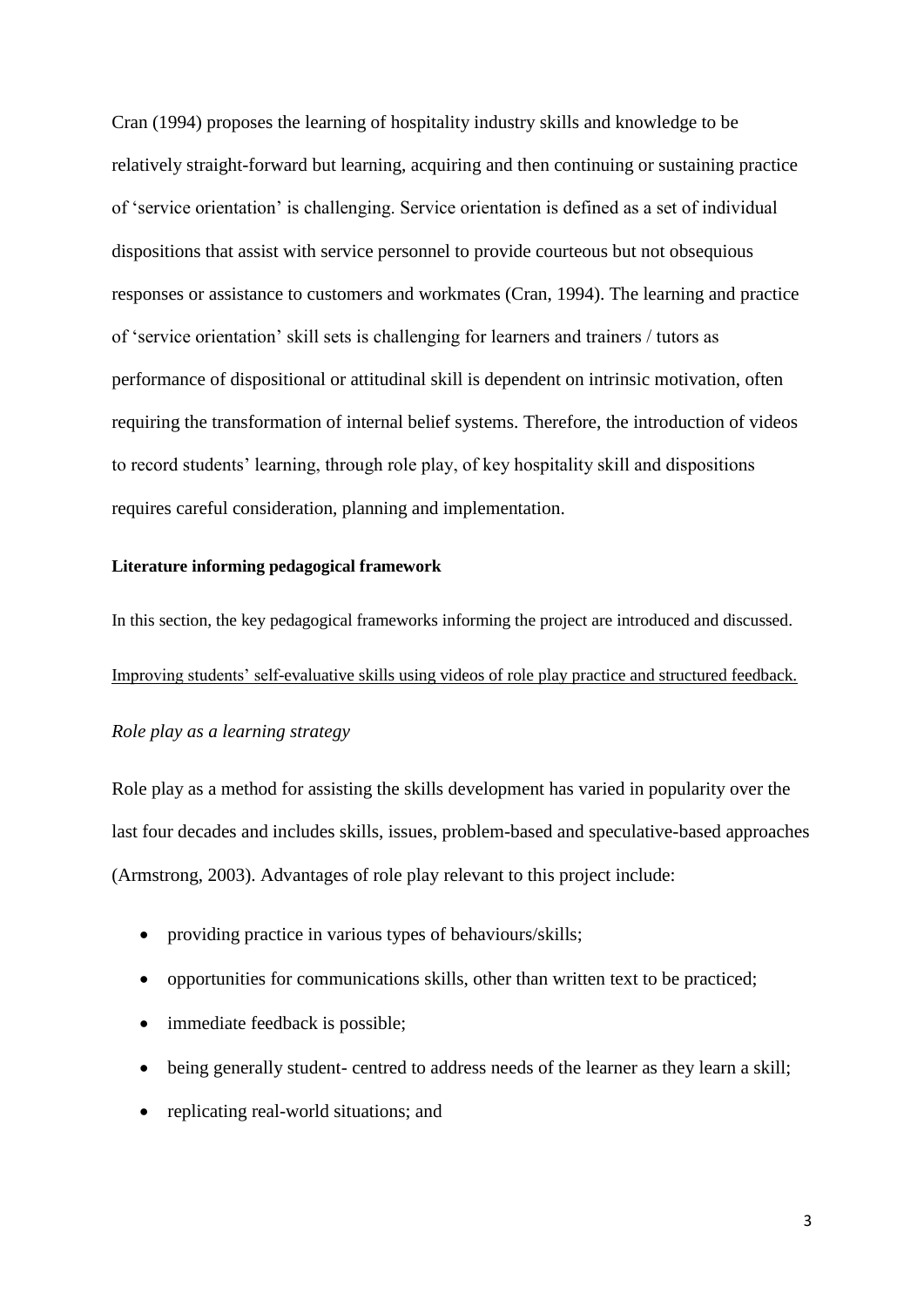Cran (1994) proposes the learning of hospitality industry skills and knowledge to be relatively straight-forward but learning, acquiring and then continuing or sustaining practice of 'service orientation' is challenging. Service orientation is defined as a set of individual dispositions that assist with service personnel to provide courteous but not obsequious responses or assistance to customers and workmates (Cran, 1994). The learning and practice of 'service orientation' skill sets is challenging for learners and trainers / tutors as performance of dispositional or attitudinal skill is dependent on intrinsic motivation, often requiring the transformation of internal belief systems. Therefore, the introduction of videos to record students' learning, through role play, of key hospitality skill and dispositions requires careful consideration, planning and implementation.

**Literature informing pedagogical framework**

In this section, the key pedagogical frameworks informing the project are introduced and discussed.

<u>Improving students' self-evaluative skills using videos of role play practice and structured feedback.</u>

*Role play as a learning strategy*

Role play as a method for assisting the skills development has varied in popularity over the last four decades and includes skills, issues, problem-based and speculative-based approaches (Armstrong, 2003). Advantages of role play relevant to this project include:

- providing practice in various types of behaviours/skills;
- opportunities for communications skills, other than written text to be practiced;
- immediate feedback is possible;
- being generally student- centred to address needs of the learner as they learn a skill;
- replicating real-world situations; and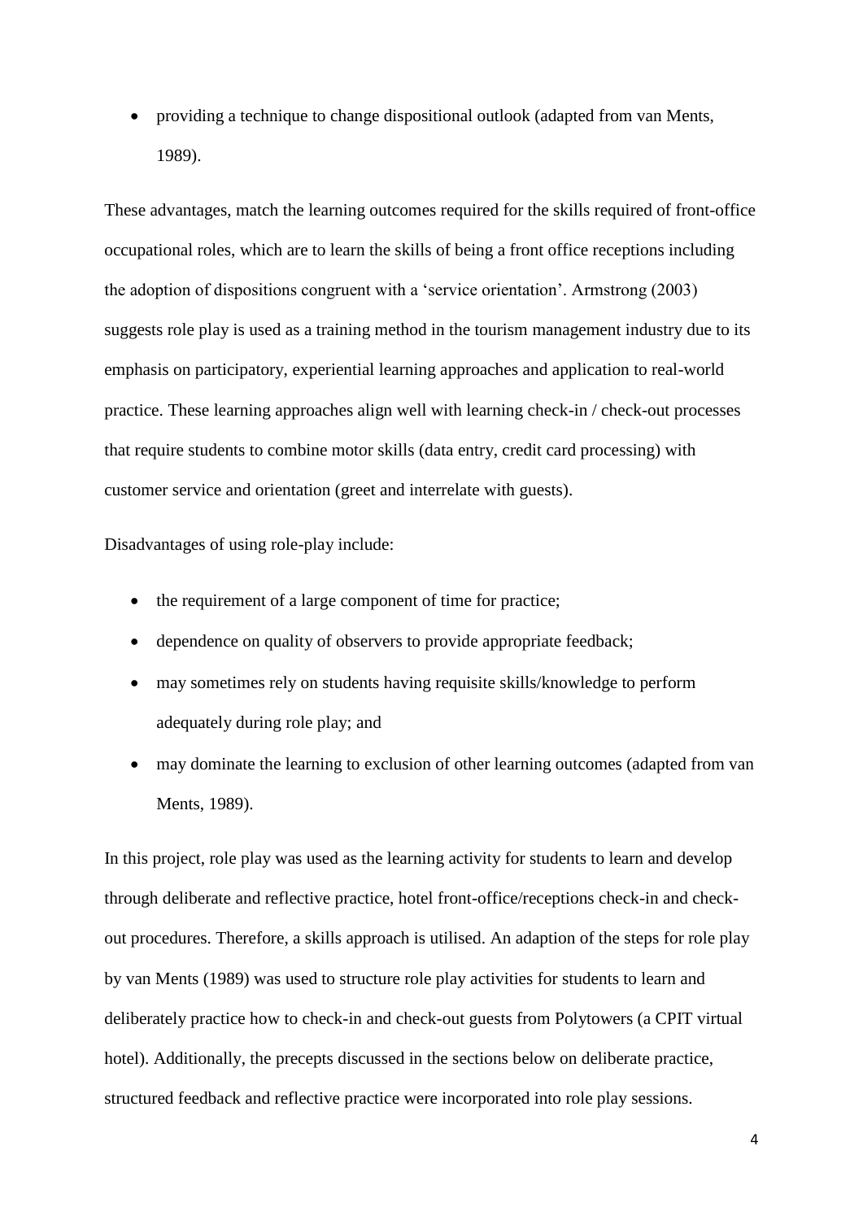- providing a technique to change dispositional outlook (adapted from van Ments, 1989).

These advantages, match the learning outcomes required for the skills required of front-office occupational roles, which are to learn the skills of being a front office receptions including the adoption of dispositions congruent with a 'service orientation'. Armstrong (2003) suggests role play is used as a training method in the tourism management industry due to its emphasis on participatory, experiential learning approaches and application to real-world practice. These learning approaches align well with learning check-in / check-out processes that require students to combine motor skills (data entry, credit card processing) with customer service and orientation (greet and interrelate with guests).

Disadvantages of using role-play include:

- the requirement of a large component of time for practice;
- dependence on quality of observers to provide appropriate feedback;
- may sometimes rely on students having requisite skills/knowledge to perform adequately during role play; and
- may dominate the learning to exclusion of other learning outcomes (adapted from van Ments, 1989).

In this project, role play was used as the learning activity for students to learn and develop through deliberate and reflective practice, hotel front-office/receptions check-in and check-out procedures. Therefore, a skills approach is utilised. An adaption of the steps for role play by van Ments (1989) was used to structure role play activities for students to learn and deliberately practice how to check-in and check-out guests from Polytowers (a CPIT virtual hotel). Additionally, the precepts discussed in the sections below on deliberate practice, structured feedback and reflective practice were incorporated into role play sessions.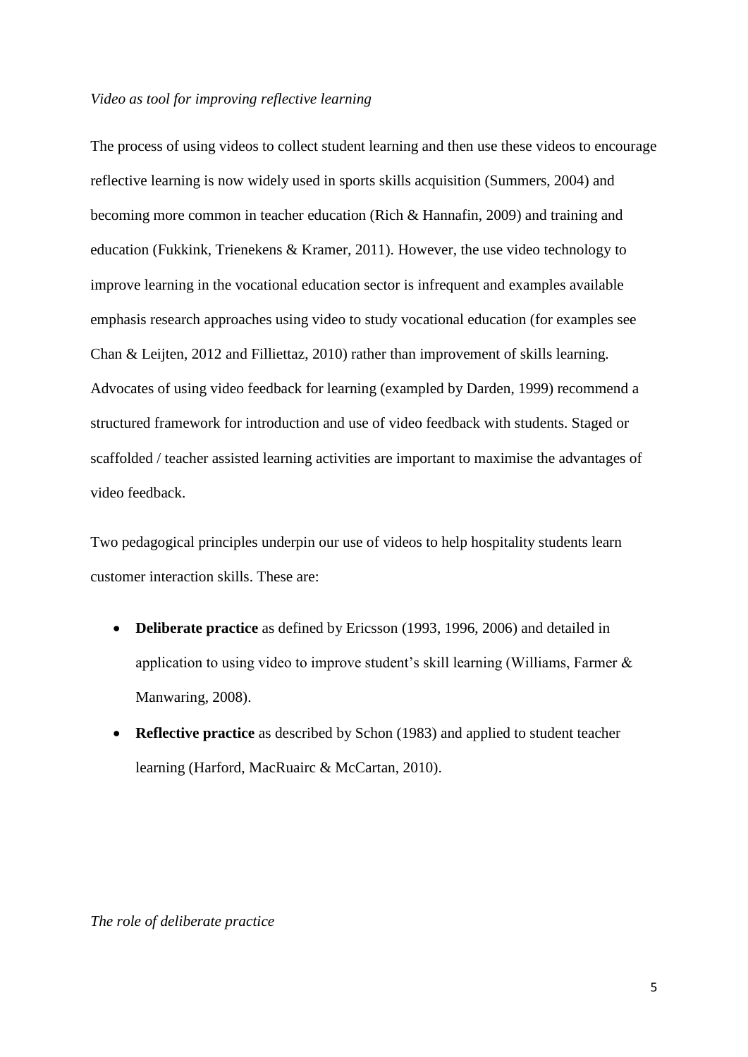*Video as tool for improving reflective learning*

The process of using videos to collect student learning and then use these videos to encourage reflective learning is now widely used in sports skills acquisition (Summers, 2004) and becoming more common in teacher education (Rich & Hannafin, 2009) and training and education (Fukkink, Trienekens & Kramer, 2011). However, the use video technology to improve learning in the vocational education sector is infrequent and examples available emphasis research approaches using video to study vocational education (for examples see Chan & Leijten, 2012 and Filliettaz, 2010) rather than improvement of skills learning. Advocates of using video feedback for learning (exampled by Darden, 1999) recommend a structured framework for introduction and use of video feedback with students. Staged or scaffolded / teacher assisted learning activities are important to maximise the advantages of video feedback.

Two pedagogical principles underpin our use of videos to help hospitality students learn customer interaction skills. These are:

- **Deliberate practice** as defined by Ericsson (1993, 1996, 2006) and detailed in application to using video to improve student's skill learning (Williams, Farmer & Manwaring, 2008).
- **Reflective practice** as described by Schon (1983) and applied to student teacher learning (Harford, MacRuairc & McCartan, 2010).

*The role of deliberate practice*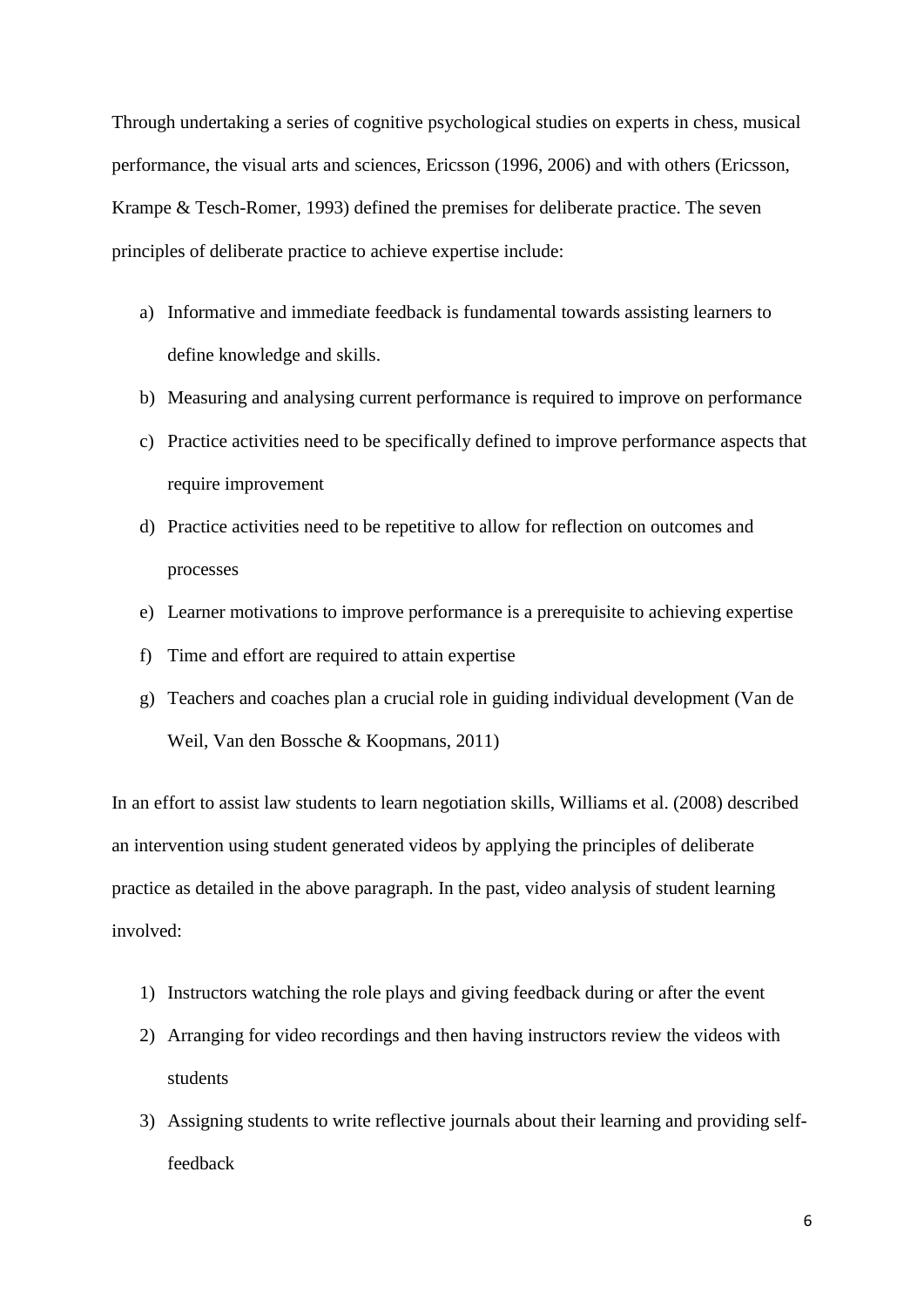Through undertaking a series of cognitive psychological studies on experts in chess, musical performance, the visual arts and sciences, Ericsson (1996, 2006) and with others (Ericsson, Krampe & Tesch-Romer, 1993) defined the premises for deliberate practice. The seven principles of deliberate practice to achieve expertise include:

a) Informative and immediate feedback is fundamental towards assisting learners to define knowledge and skills.
b) Measuring and analysing current performance is required to improve on performance
c) Practice activities need to be specifically defined to improve performance aspects that require improvement
d) Practice activities need to be repetitive to allow for reflection on outcomes and processes
e) Learner motivations to improve performance is a prerequisite to achieving expertise
f) Time and effort are required to attain expertise
g) Teachers and coaches plan a crucial role in guiding individual development (Van de Weil, Van den Bossche & Koopmans, 2011)

In an effort to assist law students to learn negotiation skills, Williams et al. (2008) described an intervention using student generated videos by applying the principles of deliberate practice as detailed in the above paragraph. In the past, video analysis of student learning involved:

1) Instructors watching the role plays and giving feedback during or after the event
2) Arranging for video recordings and then having instructors review the videos with students
3) Assigning students to write reflective journals about their learning and providing self-feedback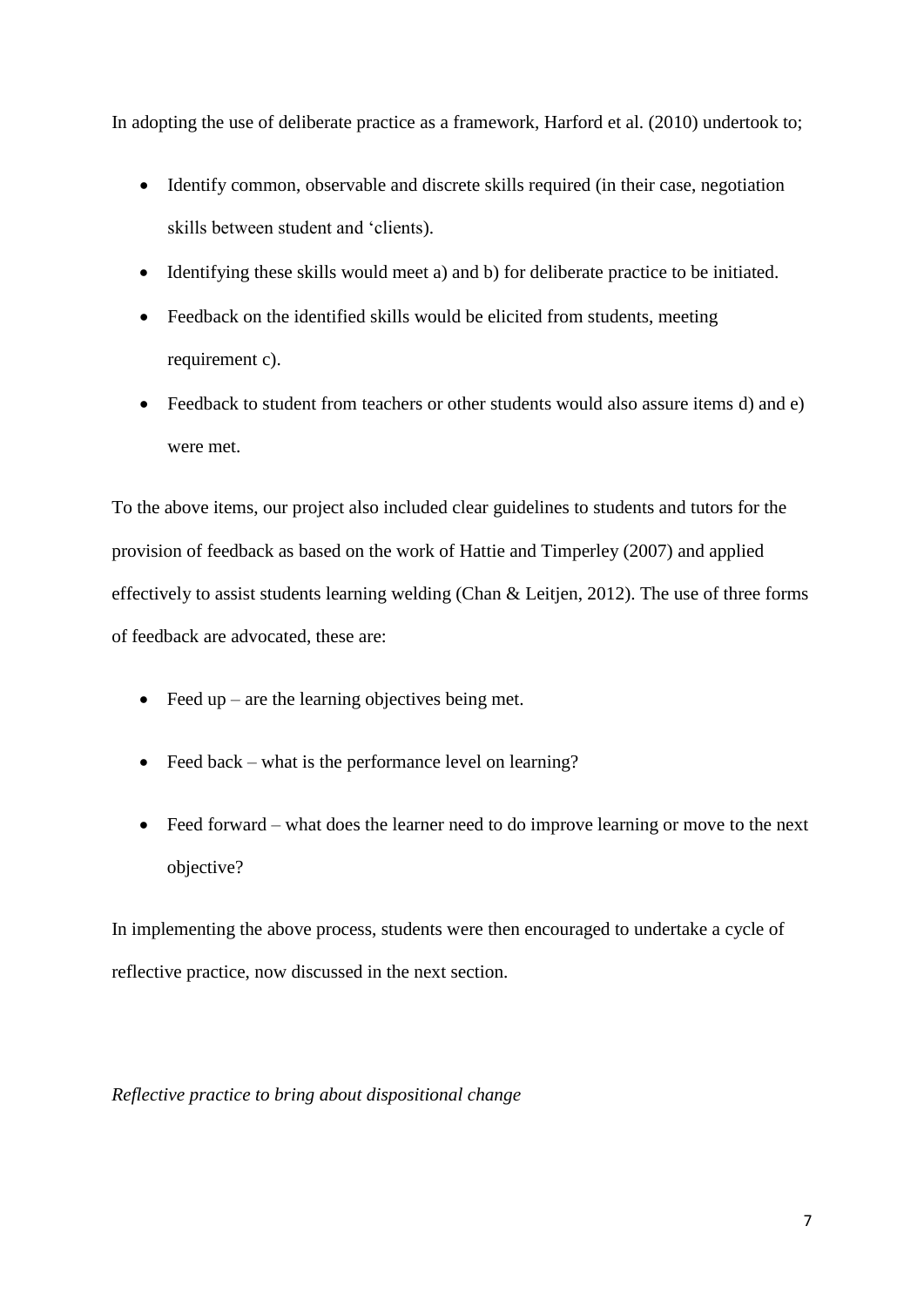In adopting the use of deliberate practice as a framework, Harford et al. (2010) undertook to;

- Identify common, observable and discrete skills required (in their case, negotiation skills between student and 'clients).
- Identifying these skills would meet a) and b) for deliberate practice to be initiated.
- Feedback on the identified skills would be elicited from students, meeting requirement c).
- Feedback to student from teachers or other students would also assure items d) and e) were met.

To the above items, our project also included clear guidelines to students and tutors for the provision of feedback as based on the work of Hattie and Timperley (2007) and applied effectively to assist students learning welding (Chan & Leitjen, 2012). The use of three forms of feedback are advocated, these are:

- Feed up – are the learning objectives being met.
- Feed back – what is the performance level on learning?
- Feed forward – what does the learner need to do improve learning or move to the next objective?

In implementing the above process, students were then encouraged to undertake a cycle of reflective practice, now discussed in the next section.

*Reflective practice to bring about dispositional change*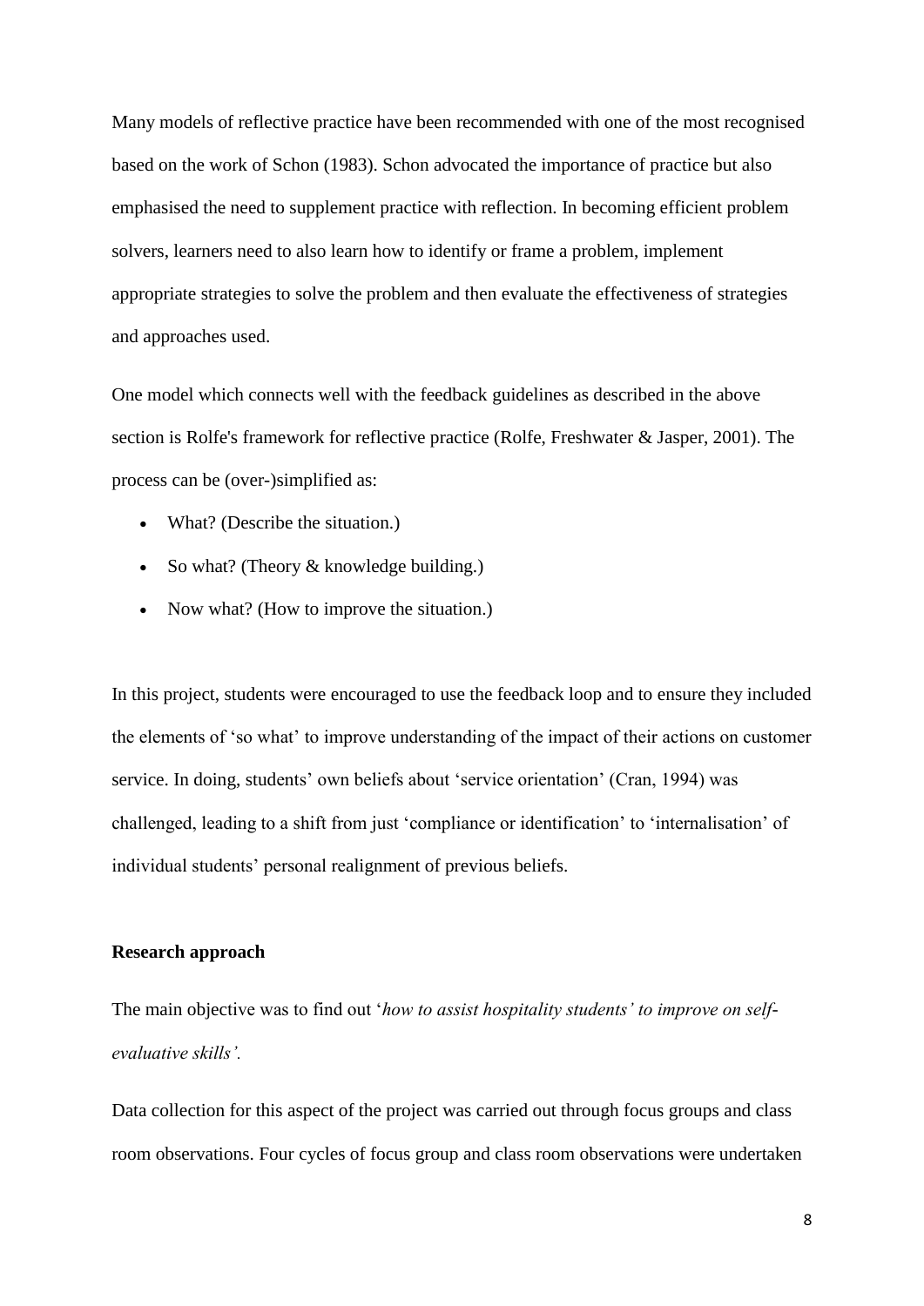Many models of reflective practice have been recommended with one of the most recognised based on the work of Schon (1983). Schon advocated the importance of practice but also emphasised the need to supplement practice with reflection. In becoming efficient problem solvers, learners need to also learn how to identify or frame a problem, implement appropriate strategies to solve the problem and then evaluate the effectiveness of strategies and approaches used.

One model which connects well with the feedback guidelines as described in the above section is Rolfe's framework for reflective practice (Rolfe, Freshwater & Jasper, 2001). The process can be (over-)simplified as:

- What? (Describe the situation.)
- So what? (Theory & knowledge building.)
- Now what? (How to improve the situation.)

In this project, students were encouraged to use the feedback loop and to ensure they included the elements of 'so what' to improve understanding of the impact of their actions on customer service. In doing, students' own beliefs about 'service orientation' (Cran, 1994) was challenged, leading to a shift from just 'compliance or identification' to 'internalisation' of individual students' personal realignment of previous beliefs.

**Research approach**

The main objective was to find out '*how to assist hospitality students' to improve on self-evaluative skills'.*

Data collection for this aspect of the project was carried out through focus groups and class room observations. Four cycles of focus group and class room observations were undertaken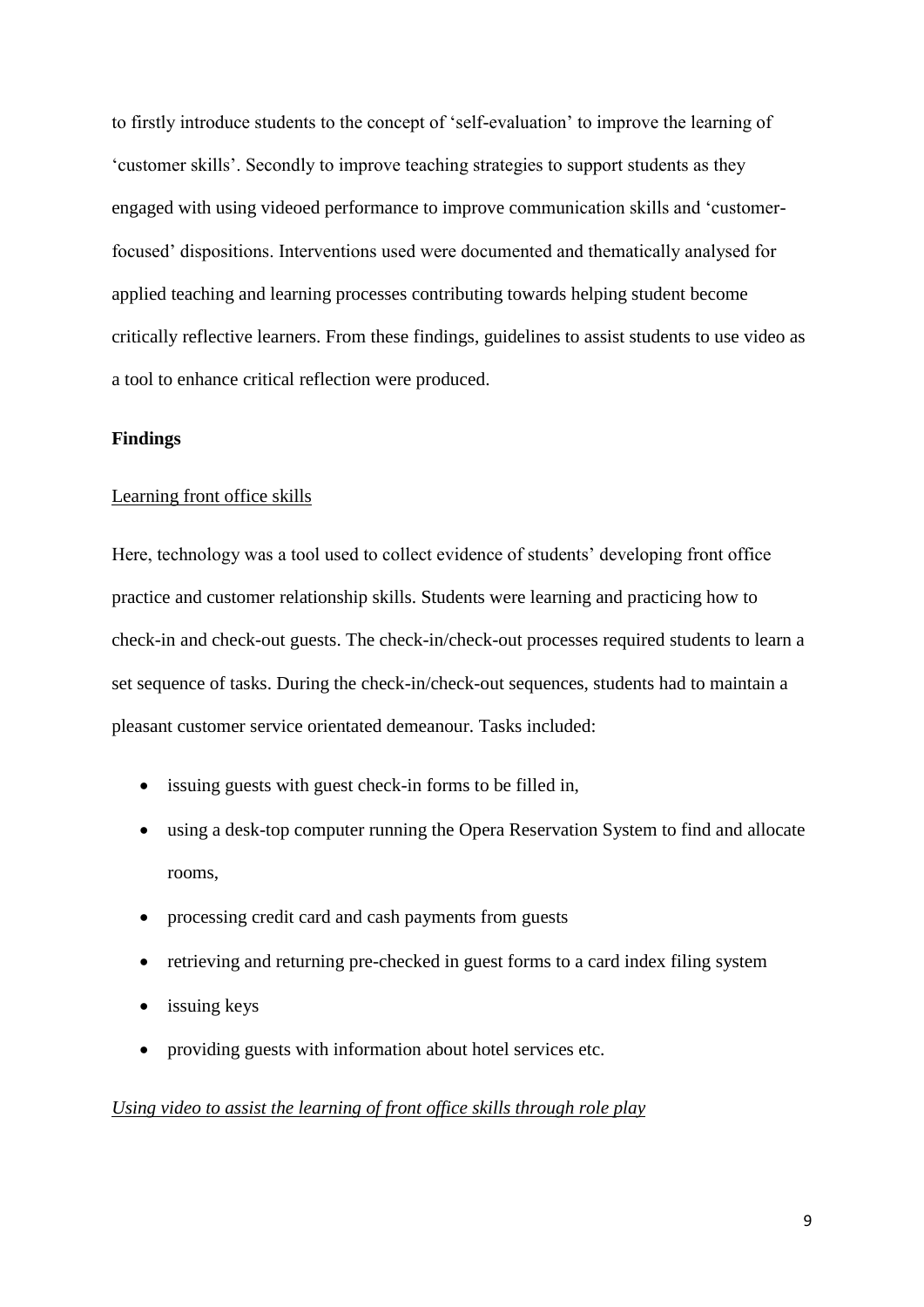to firstly introduce students to the concept of 'self-evaluation' to improve the learning of 'customer skills'. Secondly to improve teaching strategies to support students as they engaged with using videoed performance to improve communication skills and 'customer-focused' dispositions. Interventions used were documented and thematically analysed for applied teaching and learning processes contributing towards helping student become critically reflective learners. From these findings, guidelines to assist students to use video as a tool to enhance critical reflection were produced.

## Findings

### Learning front office skills

Here, technology was a tool used to collect evidence of students' developing front office practice and customer relationship skills. Students were learning and practicing how to check-in and check-out guests. The check-in/check-out processes required students to learn a set sequence of tasks. During the check-in/check-out sequences, students had to maintain a pleasant customer service orientated demeanour. Tasks included:

- issuing guests with guest check-in forms to be filled in,
- using a desk-top computer running the Opera Reservation System to find and allocate rooms,
- processing credit card and cash payments from guests
- retrieving and returning pre-checked in guest forms to a card index filing system
- issuing keys
- providing guests with information about hotel services etc.

#### *Using video to assist the learning of front office skills through role play*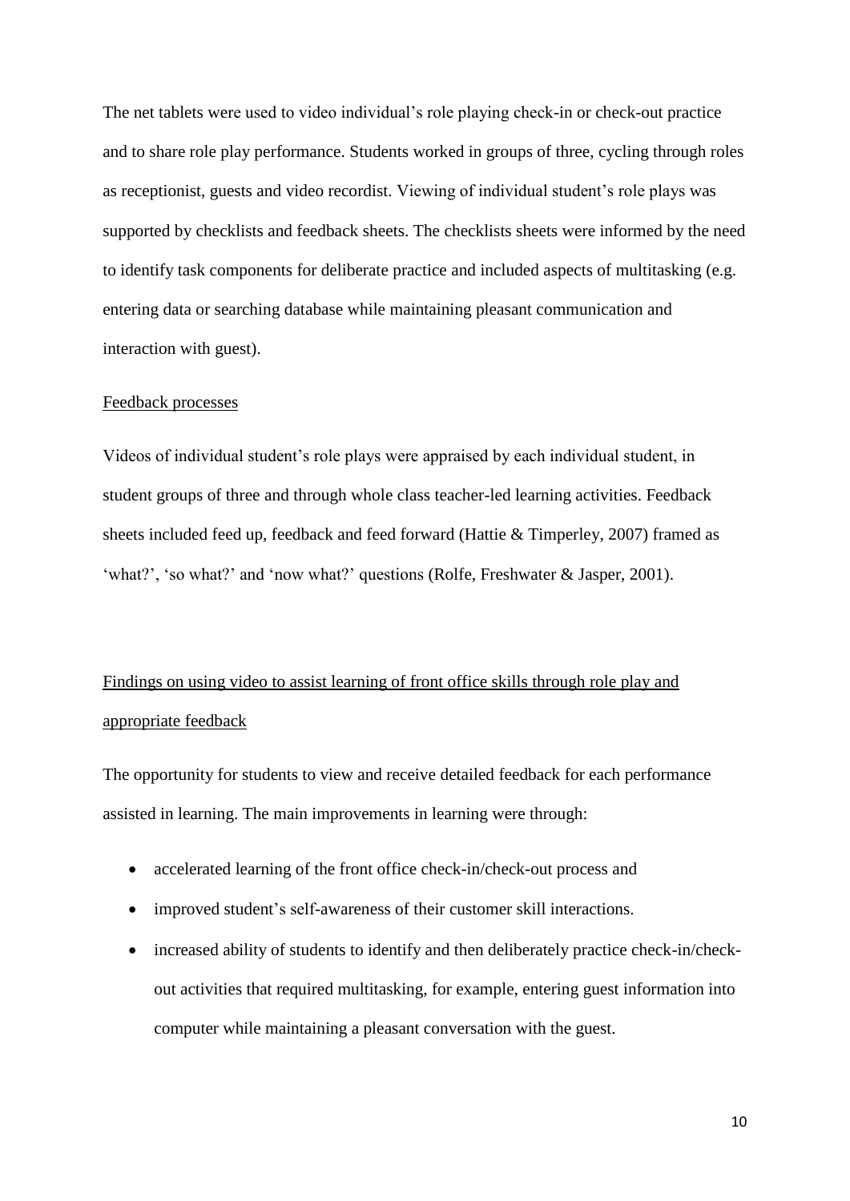The net tablets were used to video individual's role playing check-in or check-out practice and to share role play performance. Students worked in groups of three, cycling through roles as receptionist, guests and video recordist. Viewing of individual student's role plays was supported by checklists and feedback sheets. The checklists sheets were informed by the need to identify task components for deliberate practice and included aspects of multitasking (e.g. entering data or searching database while maintaining pleasant communication and interaction with guest).

### Feedback processes

Videos of individual student's role plays were appraised by each individual student, in student groups of three and through whole class teacher-led learning activities. Feedback sheets included feed up, feedback and feed forward (Hattie & Timperley, 2007) framed as 'what?', 'so what?' and 'now what?' questions (Rolfe, Freshwater & Jasper, 2001).

### Findings on using video to assist learning of front office skills through role play and appropriate feedback

The opportunity for students to view and receive detailed feedback for each performance assisted in learning. The main improvements in learning were through:

- accelerated learning of the front office check-in/check-out process and
- improved student's self-awareness of their customer skill interactions.
- increased ability of students to identify and then deliberately practice check-in/check-out activities that required multitasking, for example, entering guest information into computer while maintaining a pleasant conversation with the guest.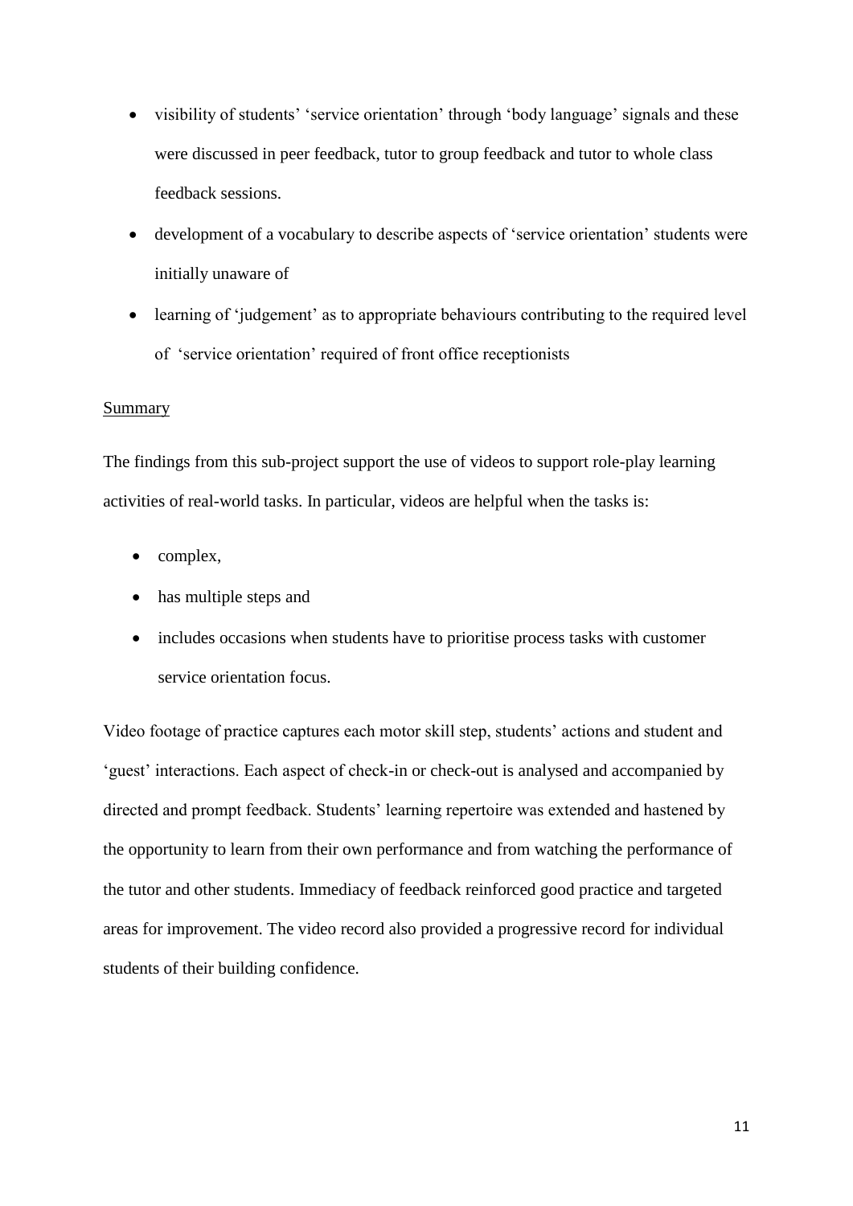- visibility of students' 'service orientation' through 'body language' signals and these were discussed in peer feedback, tutor to group feedback and tutor to whole class feedback sessions.
- development of a vocabulary to describe aspects of 'service orientation' students were initially unaware of
- learning of 'judgement' as to appropriate behaviours contributing to the required level of 'service orientation' required of front office receptionists

Summary

The findings from this sub-project support the use of videos to support role-play learning activities of real-world tasks. In particular, videos are helpful when the tasks is:

- complex,
- has multiple steps and
- includes occasions when students have to prioritise process tasks with customer service orientation focus.

Video footage of practice captures each motor skill step, students' actions and student and 'guest' interactions. Each aspect of check-in or check-out is analysed and accompanied by directed and prompt feedback. Students' learning repertoire was extended and hastened by the opportunity to learn from their own performance and from watching the performance of the tutor and other students. Immediacy of feedback reinforced good practice and targeted areas for improvement. The video record also provided a progressive record for individual students of their building confidence.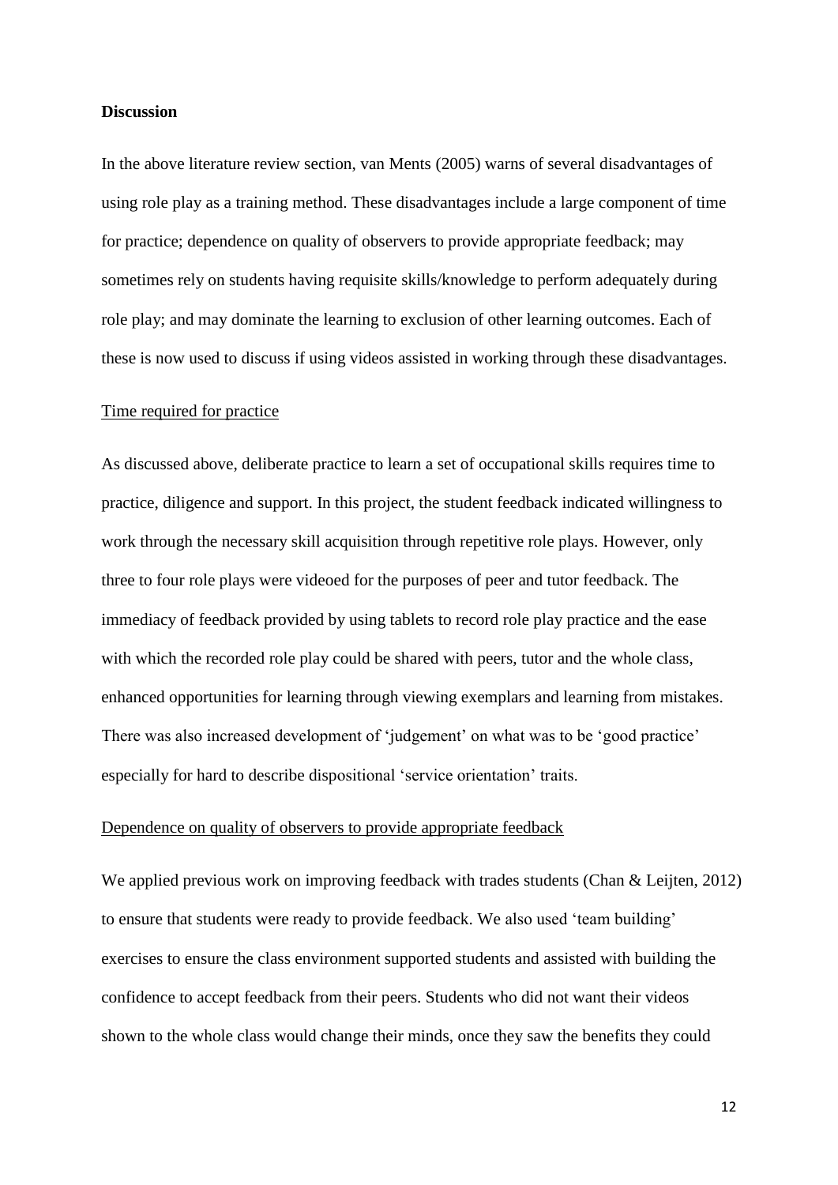**Discussion**

In the above literature review section, van Ments (2005) warns of several disadvantages of using role play as a training method. These disadvantages include a large component of time for practice; dependence on quality of observers to provide appropriate feedback; may sometimes rely on students having requisite skills/knowledge to perform adequately during role play; and may dominate the learning to exclusion of other learning outcomes. Each of these is now used to discuss if using videos assisted in working through these disadvantages.

Time required for practice

As discussed above, deliberate practice to learn a set of occupational skills requires time to practice, diligence and support. In this project, the student feedback indicated willingness to work through the necessary skill acquisition through repetitive role plays. However, only three to four role plays were videoed for the purposes of peer and tutor feedback. The immediacy of feedback provided by using tablets to record role play practice and the ease with which the recorded role play could be shared with peers, tutor and the whole class, enhanced opportunities for learning through viewing exemplars and learning from mistakes. There was also increased development of 'judgement' on what was to be 'good practice' especially for hard to describe dispositional 'service orientation' traits.

Dependence on quality of observers to provide appropriate feedback

We applied previous work on improving feedback with trades students (Chan & Leijten, 2012) to ensure that students were ready to provide feedback. We also used 'team building' exercises to ensure the class environment supported students and assisted with building the confidence to accept feedback from their peers. Students who did not want their videos shown to the whole class would change their minds, once they saw the benefits they could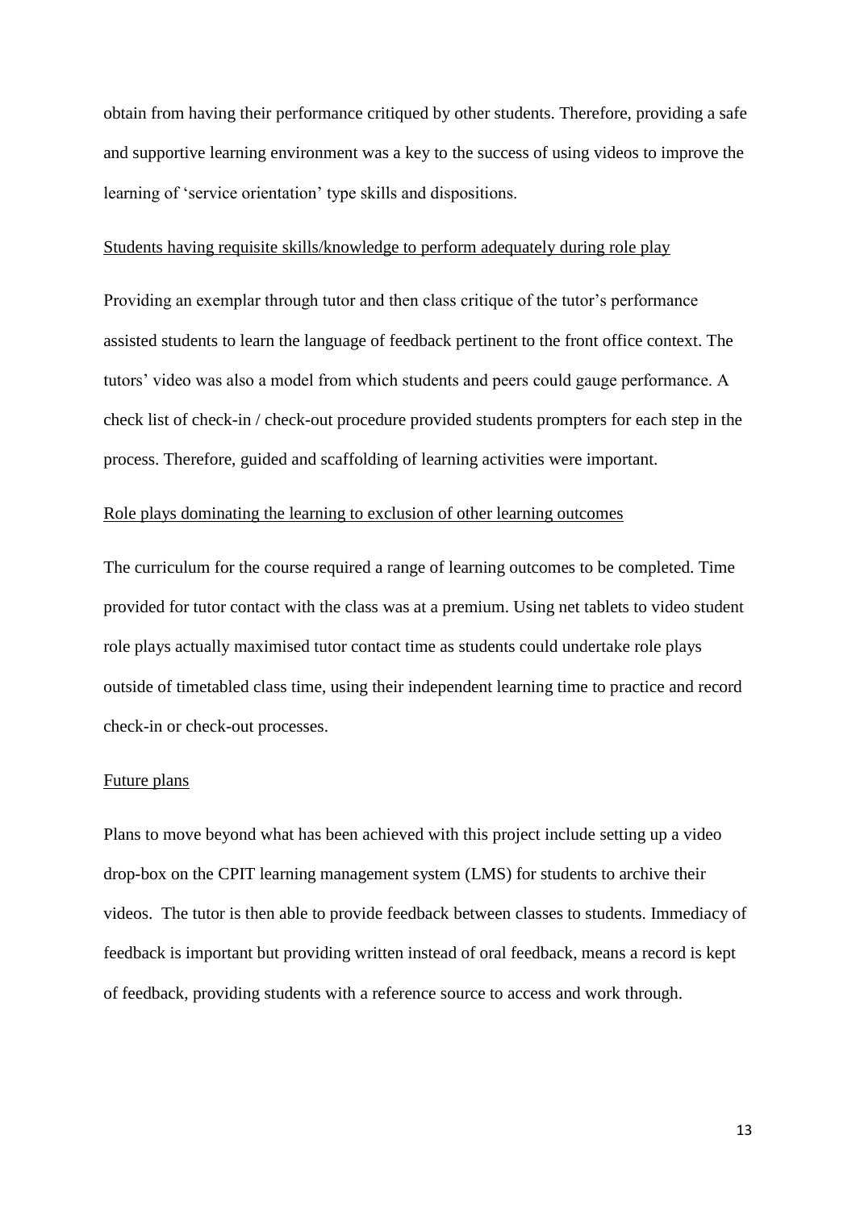obtain from having their performance critiqued by other students. Therefore, providing a safe and supportive learning environment was a key to the success of using videos to improve the learning of 'service orientation' type skills and dispositions.

### Students having requisite skills/knowledge to perform adequately during role play

Providing an exemplar through tutor and then class critique of the tutor's performance assisted students to learn the language of feedback pertinent to the front office context. The tutors' video was also a model from which students and peers could gauge performance. A check list of check-in / check-out procedure provided students prompters for each step in the process. Therefore, guided and scaffolding of learning activities were important.

### Role plays dominating the learning to exclusion of other learning outcomes

The curriculum for the course required a range of learning outcomes to be completed. Time provided for tutor contact with the class was at a premium. Using net tablets to video student role plays actually maximised tutor contact time as students could undertake role plays outside of timetabled class time, using their independent learning time to practice and record check-in or check-out processes.

### Future plans

Plans to move beyond what has been achieved with this project include setting up a video drop-box on the CPIT learning management system (LMS) for students to archive their videos. The tutor is then able to provide feedback between classes to students. Immediacy of feedback is important but providing written instead of oral feedback, means a record is kept of feedback, providing students with a reference source to access and work through.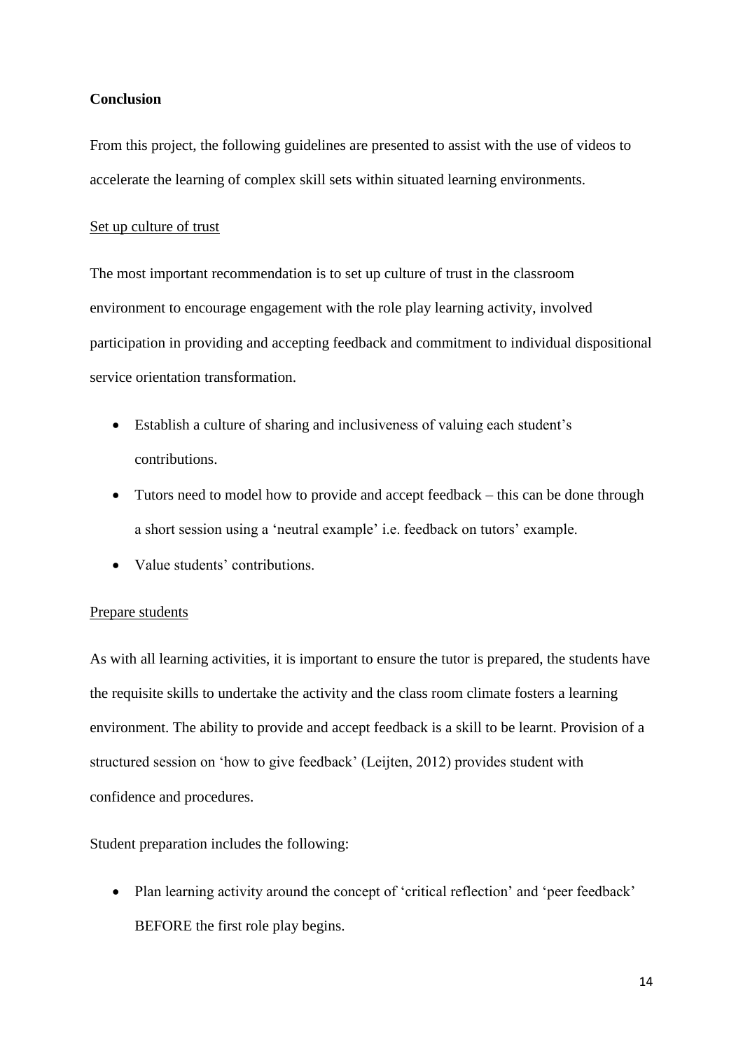**Conclusion**

From this project, the following guidelines are presented to assist with the use of videos to accelerate the learning of complex skill sets within situated learning environments.

<u>Set up culture of trust</u>

The most important recommendation is to set up culture of trust in the classroom environment to encourage engagement with the role play learning activity, involved participation in providing and accepting feedback and commitment to individual dispositional service orientation transformation.

- Establish a culture of sharing and inclusiveness of valuing each student's contributions.
- Tutors need to model how to provide and accept feedback – this can be done through a short session using a 'neutral example' i.e. feedback on tutors' example.
- Value students' contributions.

<u>Prepare students</u>

As with all learning activities, it is important to ensure the tutor is prepared, the students have the requisite skills to undertake the activity and the class room climate fosters a learning environment. The ability to provide and accept feedback is a skill to be learnt. Provision of a structured session on 'how to give feedback' (Leijten, 2012) provides student with confidence and procedures.

Student preparation includes the following:

- Plan learning activity around the concept of 'critical reflection' and 'peer feedback' BEFORE the first role play begins.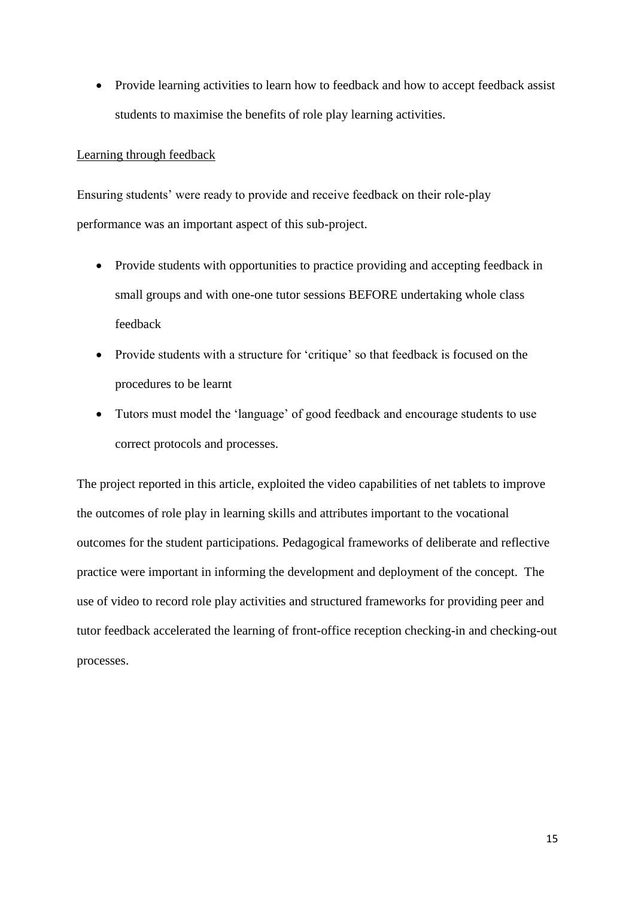- Provide learning activities to learn how to feedback and how to accept feedback assist students to maximise the benefits of role play learning activities.

Learning through feedback

Ensuring students' were ready to provide and receive feedback on their role-play performance was an important aspect of this sub-project.

- Provide students with opportunities to practice providing and accepting feedback in small groups and with one-one tutor sessions BEFORE undertaking whole class feedback
- Provide students with a structure for 'critique' so that feedback is focused on the procedures to be learnt
- Tutors must model the 'language' of good feedback and encourage students to use correct protocols and processes.

The project reported in this article, exploited the video capabilities of net tablets to improve the outcomes of role play in learning skills and attributes important to the vocational outcomes for the student participations. Pedagogical frameworks of deliberate and reflective practice were important in informing the development and deployment of the concept. The use of video to record role play activities and structured frameworks for providing peer and tutor feedback accelerated the learning of front-office reception checking-in and checking-out processes.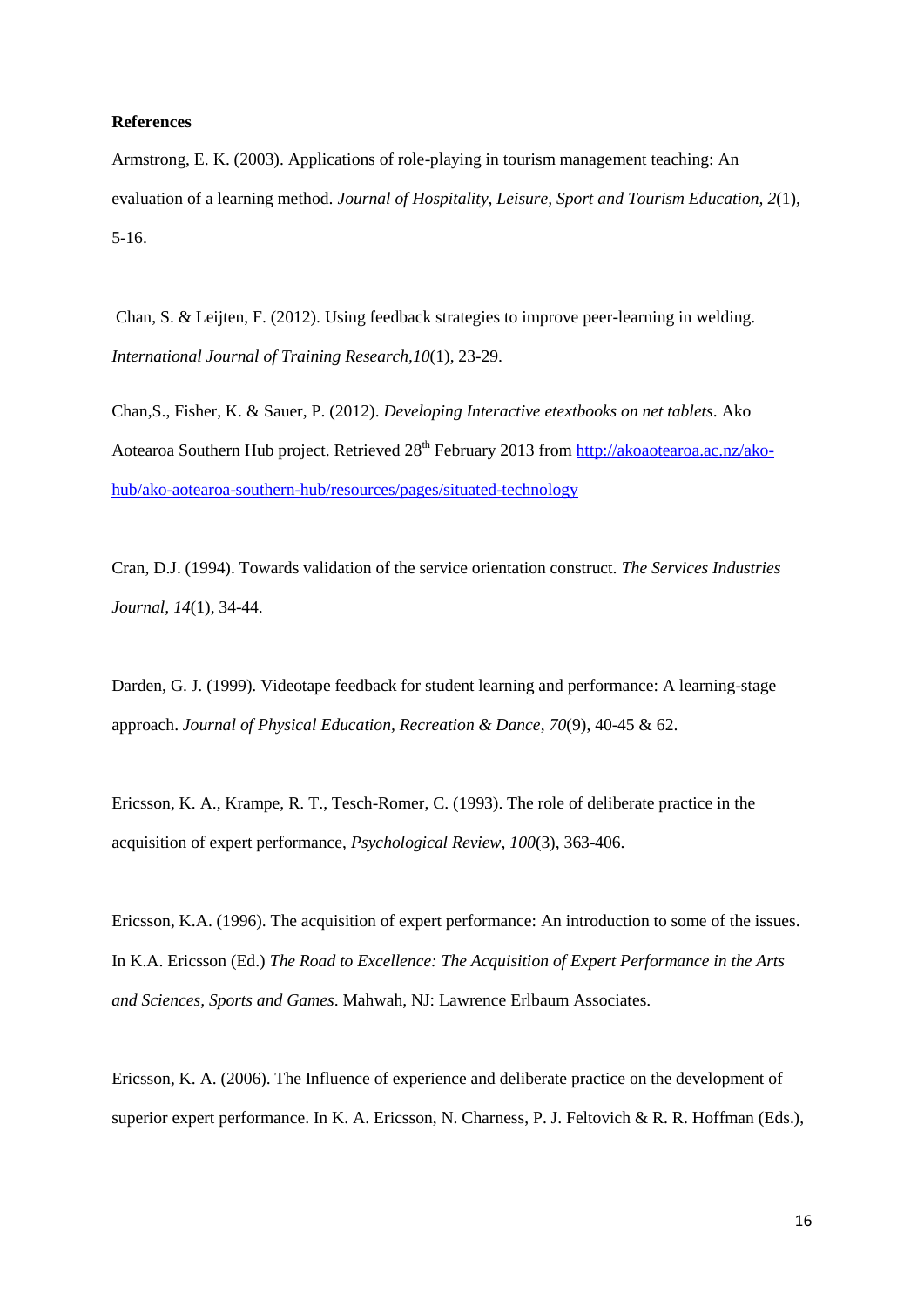**References**

Armstrong, E. K. (2003). Applications of role-playing in tourism management teaching: An evaluation of a learning method. *Journal of Hospitality, Leisure, Sport and Tourism Education, 2*(1), 5-16.

Chan, S. & Leijten, F. (2012). Using feedback strategies to improve peer-learning in welding. *International Journal of Training Research,10*(1), 23-29.

Chan,S., Fisher, K. & Sauer, P. (2012). *Developing Interactive etextbooks on net tablets*. Ako Aotearoa Southern Hub project. Retrieved 28th February 2013 from http://akoaotearoa.ac.nz/ako-hub/ako-aotearoa-southern-hub/resources/pages/situated-technology

Cran, D.J. (1994). Towards validation of the service orientation construct. *The Services Industries Journal, 14*(1), 34-44.

Darden, G. J. (1999). Videotape feedback for student learning and performance: A learning-stage approach. *Journal of Physical Education, Recreation & Dance, 70*(9), 40-45 & 62.

Ericsson, K. A., Krampe, R. T., Tesch-Romer, C. (1993). The role of deliberate practice in the acquisition of expert performance, *Psychological Review, 100*(3), 363-406.

Ericsson, K.A. (1996). The acquisition of expert performance: An introduction to some of the issues. In K.A. Ericsson (Ed.) *The Road to Excellence: The Acquisition of Expert Performance in the Arts and Sciences, Sports and Games*. Mahwah, NJ: Lawrence Erlbaum Associates.

Ericsson, K. A. (2006). The Influence of experience and deliberate practice on the development of superior expert performance. In K. A. Ericsson, N. Charness, P. J. Feltovich & R. R. Hoffman (Eds.),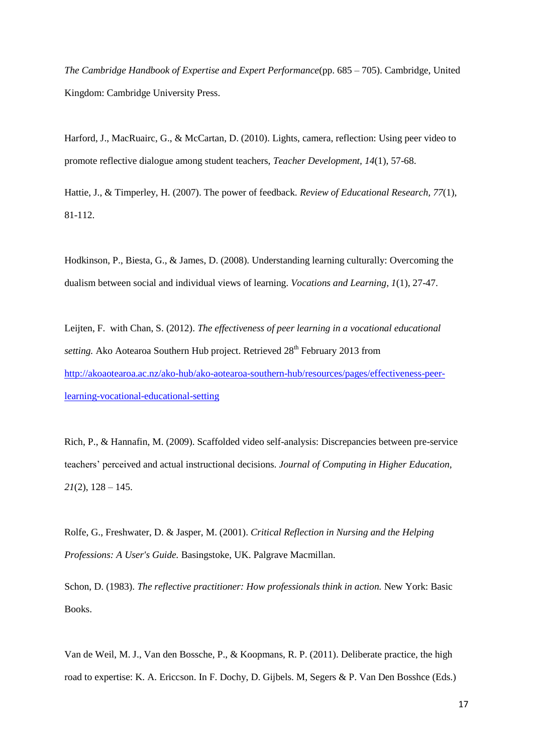*The Cambridge Handbook of Expertise and Expert Performance*(pp. 685 – 705). Cambridge, United Kingdom: Cambridge University Press.

Harford, J., MacRuairc, G., & McCartan, D. (2010). Lights, camera, reflection: Using peer video to promote reflective dialogue among student teachers, *Teacher Development, 14*(1), 57-68.

Hattie, J., & Timperley, H. (2007). The power of feedback. *Review of Educational Research, 77*(1), 81-112.

Hodkinson, P., Biesta, G., & James, D. (2008). Understanding learning culturally: Overcoming the dualism between social and individual views of learning. *Vocations and Learning, 1*(1), 27-47.

Leijten, F. with Chan, S. (2012). *The effectiveness of peer learning in a vocational educational setting.* Ako Aotearoa Southern Hub project. Retrieved 28th February 2013 from http://akoaotearoa.ac.nz/ako-hub/ako-aotearoa-southern-hub/resources/pages/effectiveness-peer-learning-vocational-educational-setting

Rich, P., & Hannafin, M. (2009). Scaffolded video self-analysis: Discrepancies between pre-service teachers' perceived and actual instructional decisions. *Journal of Computing in Higher Education*, *21*(2), 128 – 145.

Rolfe, G., Freshwater, D. & Jasper, M. (2001). *Critical Reflection in Nursing and the Helping Professions: A User's Guide.* Basingstoke, UK. Palgrave Macmillan.

Schon, D. (1983). *The reflective practitioner: How professionals think in action.* New York: Basic Books.

Van de Weil, M. J., Van den Bossche, P., & Koopmans, R. P. (2011). Deliberate practice, the high road to expertise: K. A. Ericcson. In F. Dochy, D. Gijbels. M, Segers & P. Van Den Bosshce (Eds.)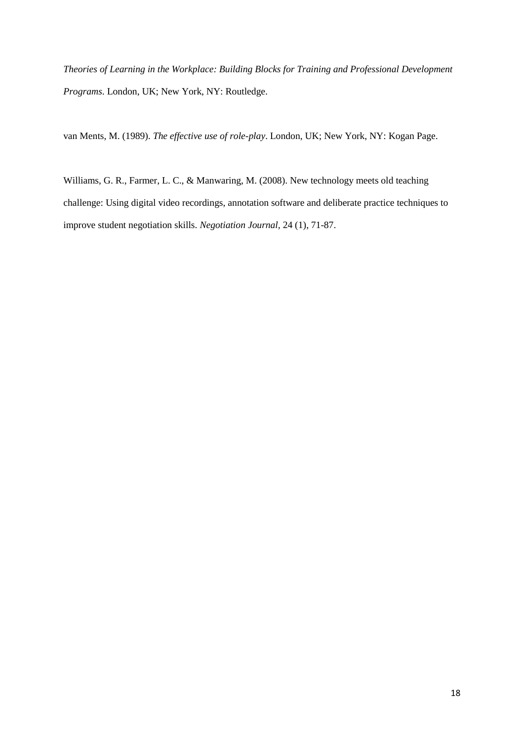*Theories of Learning in the Workplace: Building Blocks for Training and Professional Development Programs*. London, UK; New York, NY: Routledge.

van Ments, M. (1989). *The effective use of role-play*. London, UK; New York, NY: Kogan Page.

Williams, G. R., Farmer, L. C., & Manwaring, M. (2008). New technology meets old teaching challenge: Using digital video recordings, annotation software and deliberate practice techniques to improve student negotiation skills. *Negotiation Journal*, 24 (1), 71-87.